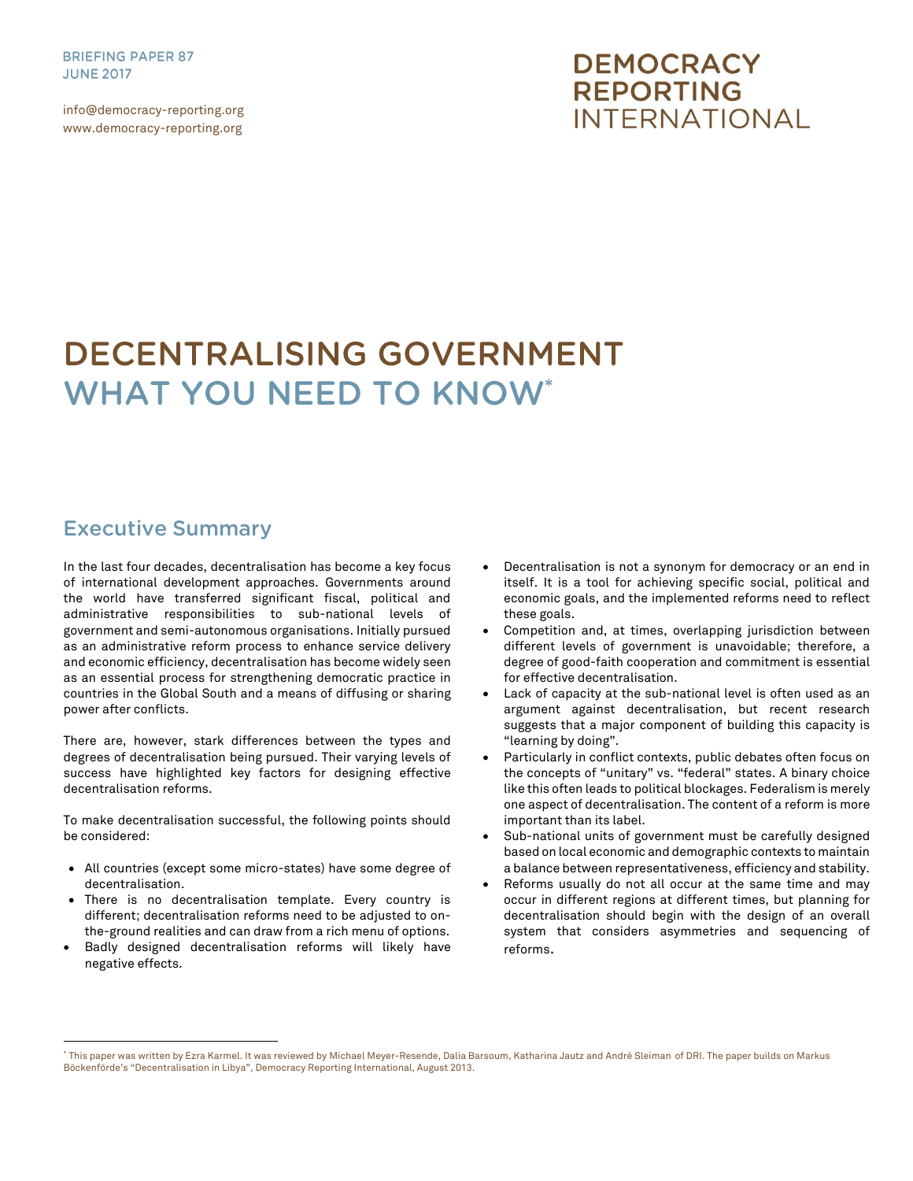BRIEFING PAPER 87
JUNE 2017

info@democracy-reporting.org
www.democracy-reporting.org

DEMOCRACY REPORTING INTERNATIONAL

# DECENTRALISING GOVERNMENT WHAT YOU NEED TO KNOW*

## Executive Summary

In the last four decades, decentralisation has become a key focus of international development approaches. Governments around the world have transferred significant fiscal, political and administrative responsibilities to sub-national levels of government and semi-autonomous organisations. Initially pursued as an administrative reform process to enhance service delivery and economic efficiency, decentralisation has become widely seen as an essential process for strengthening democratic practice in countries in the Global South and a means of diffusing or sharing power after conflicts.

There are, however, stark differences between the types and degrees of decentralisation being pursued. Their varying levels of success have highlighted key factors for designing effective decentralisation reforms.

To make decentralisation successful, the following points should be considered:

- All countries (except some micro-states) have some degree of decentralisation.
- There is no decentralisation template. Every country is different; decentralisation reforms need to be adjusted to on-the-ground realities and can draw from a rich menu of options.
- Badly designed decentralisation reforms will likely have negative effects.
- Decentralisation is not a synonym for democracy or an end in itself. It is a tool for achieving specific social, political and economic goals, and the implemented reforms need to reflect these goals.
- Competition and, at times, overlapping jurisdiction between different levels of government is unavoidable; therefore, a degree of good-faith cooperation and commitment is essential for effective decentralisation.
- Lack of capacity at the sub-national level is often used as an argument against decentralisation, but recent research suggests that a major component of building this capacity is "learning by doing".
- Particularly in conflict contexts, public debates often focus on the concepts of "unitary" vs. "federal" states. A binary choice like this often leads to political blockages. Federalism is merely one aspect of decentralisation. The content of a reform is more important than its label.
- Sub-national units of government must be carefully designed based on local economic and demographic contexts to maintain a balance between representativeness, efficiency and stability.
- Reforms usually do not all occur at the same time and may occur in different regions at different times, but planning for decentralisation should begin with the design of an overall system that considers asymmetries and sequencing of reforms.

* This paper was written by Ezra Karmel. It was reviewed by Michael Meyer-Resende, Dalia Barsoum, Katharina Jautz and André Sleiman of DRI. The paper builds on Markus Böckenförde's "Decentralisation in Libya", Democracy Reporting International, August 2013.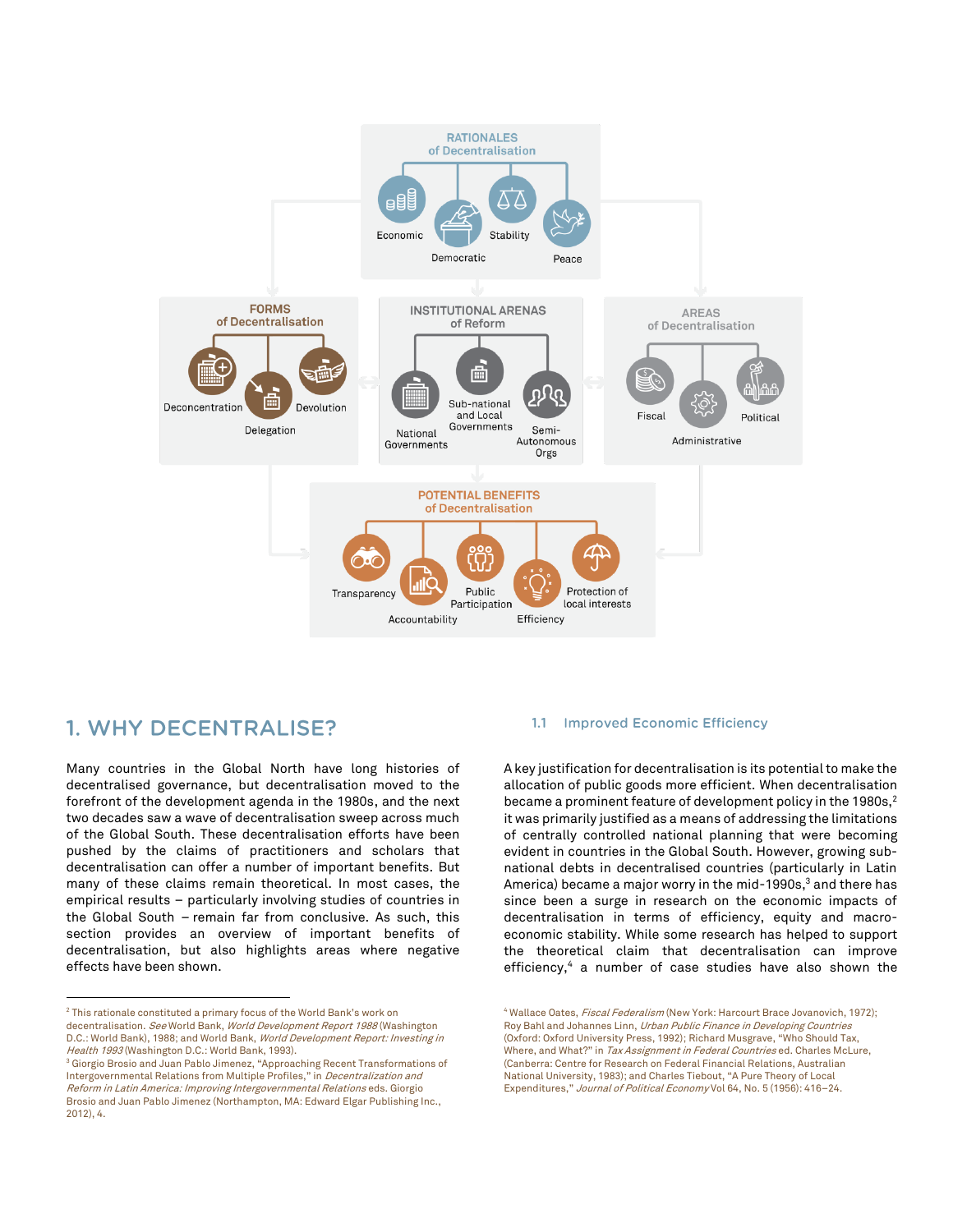**RATIONALES of Decentralisation**

- Economic
- Democratic
- Stability
- Peace

**FORMS of Decentralisation**

- Deconcentration
- Delegation
- Devolution

**INSTITUTIONAL ARENAS of Reform**

- National Governments
- Sub-national and Local Governments
- Semi-Autonomous Orgs

**AREAS of Decentralisation**

- Fiscal
- Administrative
- Political

**POTENTIAL BENEFITS of Decentralisation**

- Transparency
- Accountability
- Public Participation
- Efficiency
- Protection of local interests

## 1. WHY DECENTRALISE?

Many countries in the Global North have long histories of decentralised governance, but decentralisation moved to the forefront of the development agenda in the 1980s, and the next two decades saw a wave of decentralisation sweep across much of the Global South. These decentralisation efforts have been pushed by the claims of practitioners and scholars that decentralisation can offer a number of important benefits. But many of these claims remain theoretical. In most cases, the empirical results – particularly involving studies of countries in the Global South – remain far from conclusive. As such, this section provides an overview of important benefits of decentralisation, but also highlights areas where negative effects have been shown.

### 1.1 Improved Economic Efficiency

A key justification for decentralisation is its potential to make the allocation of public goods more efficient. When decentralisation became a prominent feature of development policy in the 1980s,[2] it was primarily justified as a means of addressing the limitations of centrally controlled national planning that were becoming evident in countries in the Global South. However, growing sub-national debts in decentralised countries (particularly in Latin America) became a major worry in the mid-1990s,[3] and there has since been a surge in research on the economic impacts of decentralisation in terms of efficiency, equity and macro-economic stability. While some research has helped to support the theoretical claim that decentralisation can improve efficiency,[4] a number of case studies have also shown the

---

[2] This rationale constituted a primary focus of the World Bank's work on decentralisation. *See* World Bank, *World Development Report 1988* (Washington D.C.: World Bank), 1988; and World Bank, *World Development Report: Investing in Health 1993* (Washington D.C.: World Bank, 1993).

[3] Giorgio Brosio and Juan Pablo Jimenez, "Approaching Recent Transformations of Intergovernmental Relations from Multiple Profiles," in *Decentralization and Reform in Latin America: Improving Intergovernmental Relations* eds. Giorgio Brosio and Juan Pablo Jimenez (Northampton, MA: Edward Elgar Publishing Inc., 2012), 4.

[4] Wallace Oates, *Fiscal Federalism* (New York: Harcourt Brace Jovanovich, 1972); Roy Bahl and Johannes Linn, *Urban Public Finance in Developing Countries* (Oxford: Oxford University Press, 1992); Richard Musgrave, "Who Should Tax, Where, and What?" in *Tax Assignment in Federal Countries* ed. Charles McLure, (Canberra: Centre for Research on Federal Financial Relations, Australian National University, 1983); and Charles Tiebout, "A Pure Theory of Local Expenditures," *Journal of Political Economy* Vol 64, No. 5 (1956): 416–24.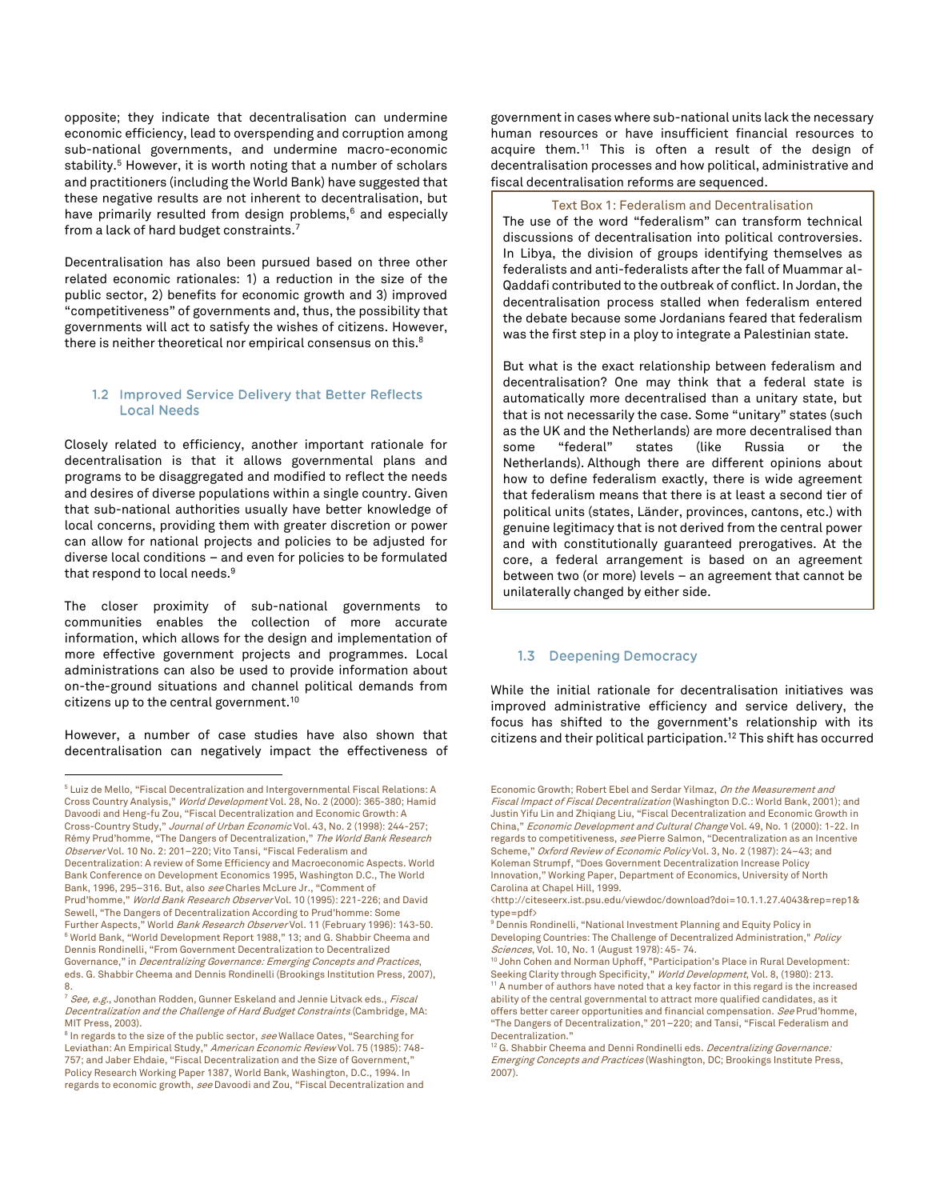opposite; they indicate that decentralisation can undermine economic efficiency, lead to overspending and corruption among sub-national governments, and undermine macro-economic stability.[5] However, it is worth noting that a number of scholars and practitioners (including the World Bank) have suggested that these negative results are not inherent to decentralisation, but have primarily resulted from design problems,[6] and especially from a lack of hard budget constraints.[7]

Decentralisation has also been pursued based on three other related economic rationales: 1) a reduction in the size of the public sector, 2) benefits for economic growth and 3) improved "competitiveness" of governments and, thus, the possibility that governments will act to satisfy the wishes of citizens. However, there is neither theoretical nor empirical consensus on this.[8]

### 1.2 Improved Service Delivery that Better Reflects Local Needs

Closely related to efficiency, another important rationale for decentralisation is that it allows governmental plans and programs to be disaggregated and modified to reflect the needs and desires of diverse populations within a single country. Given that sub-national authorities usually have better knowledge of local concerns, providing them with greater discretion or power can allow for national projects and policies to be adjusted for diverse local conditions – and even for policies to be formulated that respond to local needs.[9]

The closer proximity of sub-national governments to communities enables the collection of more accurate information, which allows for the design and implementation of more effective government projects and programmes. Local administrations can also be used to provide information about on-the-ground situations and channel political demands from citizens up to the central government.[10]

However, a number of case studies have also shown that decentralisation can negatively impact the effectiveness of government in cases where sub-national units lack the necessary human resources or have insufficient financial resources to acquire them.[11] This is often a result of the design of decentralisation processes and how political, administrative and fiscal decentralisation reforms are sequenced.

> **Text Box 1: Federalism and Decentralisation**
>
> The use of the word "federalism" can transform technical discussions of decentralisation into political controversies. In Libya, the division of groups identifying themselves as federalists and anti-federalists after the fall of Muammar al-Qaddafi contributed to the outbreak of conflict. In Jordan, the decentralisation process stalled when federalism entered the debate because some Jordanians feared that federalism was the first step in a ploy to integrate a Palestinian state.
>
> But what is the exact relationship between federalism and decentralisation? One may think that a federal state is automatically more decentralised than a unitary state, but that is not necessarily the case. Some "unitary" states (such as the UK and the Netherlands) are more decentralised than some "federal" states (like Russia or the Netherlands). Although there are different opinions about how to define federalism exactly, there is wide agreement that federalism means that there is at least a second tier of political units (states, Länder, provinces, cantons, etc.) with genuine legitimacy that is not derived from the central power and with constitutionally guaranteed prerogatives. At the core, a federal arrangement is based on an agreement between two (or more) levels – an agreement that cannot be unilaterally changed by either side.

### 1.3 Deepening Democracy

While the initial rationale for decentralisation initiatives was improved administrative efficiency and service delivery, the focus has shifted to the government's relationship with its citizens and their political participation.[12] This shift has occurred

---

[5] Luiz de Mello, "Fiscal Decentralization and Intergovernmental Fiscal Relations: A Cross Country Analysis," *World Development* Vol. 28, No. 2 (2000): 365-380; Hamid Davoodi and Heng-fu Zou, "Fiscal Decentralization and Economic Growth: A Cross-Country Study," *Journal of Urban Economic* Vol. 43, No. 2 (1998): 244-257; Rémy Prud'homme, "The Dangers of Decentralization," *The World Bank Research Observer* Vol. 10 No. 2: 201–220; Vito Tansi, "Fiscal Federalism and Decentralization: A review of Some Efficiency and Macroeconomic Aspects. World Bank Conference on Development Economics 1995, Washington D.C., The World Bank, 1996, 295–316. But, also *see* Charles McLure Jr., "Comment of Prud'homme," *World Bank Research Observer* Vol. 10 (1995): 221-226; and David Sewell, "The Dangers of Decentralization According to Prud'homme: Some Further Aspects," World *Bank Research Observer* Vol. 11 (February 1996): 143-50.

[6] World Bank, "World Development Report 1988," 13; and G. Shabbir Cheema and Dennis Rondinelli, "From Government Decentralization to Decentralized Governance," in *Decentralizing Governance: Emerging Concepts and Practices*, eds. G. Shabbir Cheema and Dennis Rondinelli (Brookings Institution Press, 2007), 8.

[7] *See, e.g.*, Jonothan Rodden, Gunner Eskeland and Jennie Litvack eds., *Fiscal Decentralization and the Challenge of Hard Budget Constraints* (Cambridge, MA: MIT Press, 2003).

[8] In regards to the size of the public sector, *see* Wallace Oates, "Searching for Leviathan: An Empirical Study," *American Economic Review* Vol. 75 (1985): 748-757; and Jaber Ehdaie, "Fiscal Decentralization and the Size of Government," Policy Research Working Paper 1387, World Bank, Washington, D.C., 1994. In regards to economic growth, *see* Davoodi and Zou, "Fiscal Decentralization and Economic Growth; Robert Ebel and Serdar Yilmaz, *On the Measurement and Fiscal Impact of Fiscal Decentralization* (Washington D.C.: World Bank, 2001); and Justin Yifu Lin and Zhiqiang Liu, "Fiscal Decentralization and Economic Growth in China," *Economic Development and Cultural Change* Vol. 49, No. 1 (2000): 1-22. In regards to competitiveness, *see* Pierre Salmon, "Decentralization as an Incentive Scheme," *Oxford Review of Economic Policy* Vol. 3, No. 2 (1987): 24–43; and Koleman Strumpf, "Does Government Decentralization Increase Policy Innovation," Working Paper, Department of Economics, University of North Carolina at Chapel Hill, 1999. <http://citeseerx.ist.psu.edu/viewdoc/download?doi=10.1.1.27.4043&rep=rep1&type=pdf>

[9] Dennis Rondinelli, "National Investment Planning and Equity Policy in Developing Countries: The Challenge of Decentralized Administration," *Policy Sciences*, Vol. 10, No. 1 (August 1978): 45- 74.

[10] John Cohen and Norman Uphoff, "Participation's Place in Rural Development: Seeking Clarity through Specificity," *World Development*, Vol. 8, (1980): 213.

[11] A number of authors have noted that a key factor in this regard is the increased ability of the central governmental to attract more qualified candidates, as it offers better career opportunities and financial compensation. *See* Prud'homme, "The Dangers of Decentralization," 201–220; and Tansi, "Fiscal Federalism and Decentralization."

[12] G. Shabbir Cheema and Denni Rondinelli eds. *Decentralizing Governance: Emerging Concepts and Practices* (Washington, DC; Brookings Institute Press, 2007).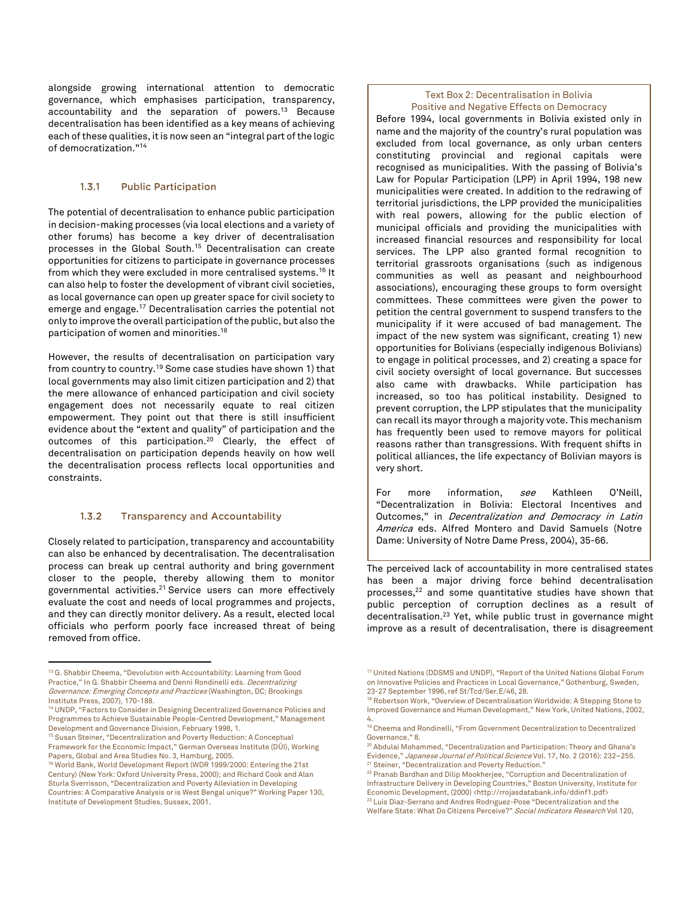alongside growing international attention to democratic governance, which emphasises participation, transparency, accountability and the separation of powers.[13] Because decentralisation has been identified as a key means of achieving each of these qualities, it is now seen an "integral part of the logic of democratization."[14]

### 1.3.1 Public Participation

The potential of decentralisation to enhance public participation in decision-making processes (via local elections and a variety of other forums) has become a key driver of decentralisation processes in the Global South.[15] Decentralisation can create opportunities for citizens to participate in governance processes from which they were excluded in more centralised systems.[16] It can also help to foster the development of vibrant civil societies, as local governance can open up greater space for civil society to emerge and engage.[17] Decentralisation carries the potential not only to improve the overall participation of the public, but also the participation of women and minorities.[18]

However, the results of decentralisation on participation vary from country to country.[19] Some case studies have shown 1) that local governments may also limit citizen participation and 2) that the mere allowance of enhanced participation and civil society engagement does not necessarily equate to real citizen empowerment. They point out that there is still insufficient evidence about the "extent and quality" of participation and the outcomes of this participation.[20] Clearly, the effect of decentralisation on participation depends heavily on how well the decentralisation process reflects local opportunities and constraints.

### 1.3.2 Transparency and Accountability

Closely related to participation, transparency and accountability can also be enhanced by decentralisation. The decentralisation process can break up central authority and bring government closer to the people, thereby allowing them to monitor governmental activities.[21] Service users can more effectively evaluate the cost and needs of local programmes and projects, and they can directly monitor delivery. As a result, elected local officials who perform poorly face increased threat of being removed from office.

> **Text Box 2: Decentralisation in Bolivia**
> **Positive and Negative Effects on Democracy**
>
> Before 1994, local governments in Bolivia existed only in name and the majority of the country's rural population was excluded from local governance, as only urban centers constituting provincial and regional capitals were recognised as municipalities. With the passing of Bolivia's Law for Popular Participation (LPP) in April 1994, 198 new municipalities were created. In addition to the redrawing of territorial jurisdictions, the LPP provided the municipalities with real powers, allowing for the public election of municipal officials and providing the municipalities with increased financial resources and responsibility for local services. The LPP also granted formal recognition to territorial grassroots organisations (such as indigenous communities as well as peasant and neighbourhood associations), encouraging these groups to form oversight committees. These committees were given the power to petition the central government to suspend transfers to the municipality if it were accused of bad management. The impact of the new system was significant, creating 1) new opportunities for Bolivians (especially indigenous Bolivians) to engage in political processes, and 2) creating a space for civil society oversight of local governance. But successes also came with drawbacks. While participation has increased, so too has political instability. Designed to prevent corruption, the LPP stipulates that the municipality can recall its mayor through a majority vote. This mechanism has frequently been used to remove mayors for political reasons rather than transgressions. With frequent shifts in political alliances, the life expectancy of Bolivian mayors is very short.
>
> For more information, *see* Kathleen O'Neill, "Decentralization in Bolivia: Electoral Incentives and Outcomes," in *Decentralization and Democracy in Latin America* eds. Alfred Montero and David Samuels (Notre Dame: University of Notre Dame Press, 2004), 35-66.

The perceived lack of accountability in more centralised states has been a major driving force behind decentralisation processes,[22] and some quantitative studies have shown that public perception of corruption declines as a result of decentralisation.[23] Yet, while public trust in governance might improve as a result of decentralisation, there is disagreement

---

[13] G. Shabbir Cheema, "Devolution with Accountability: Learning from Good Practice," In G. Shabbir Cheema and Denni Rondinelli eds. *Decentralizing Governance: Emerging Concepts and Practices* (Washington, DC; Brookings Institute Press, 2007), 170-188.

[14] UNDP, "Factors to Consider in Designing Decentralized Governance Policies and Programmes to Achieve Sustainable People-Centred Development," Management Development and Governance Division, February 1998, 1.

[15] Susan Steiner, "Decentralization and Poverty Reduction: A Conceptual Framework for the Economic Impact," German Overseas Institute (DÜI), Working Papers, Global and Area Studies No. 3, Hamburg, 2005.

[16] World Bank, World Development Report (WDR 1999/2000: Entering the 21st Century) (New York: Oxford University Press, 2000); and Richard Cook and Alan Sturla Sverrisson, "Decentralization and Poverty Alleviation in Developing Countries: A Comparative Analysis or is West Bengal unique?" Working Paper 130, Institute of Development Studies, Sussex, 2001.

[17] United Nations (DDSMS and UNDP), "Report of the United Nations Global Forum on Innovative Policies and Practices in Local Governance," Gothenburg, Sweden, 23-27 September 1996, ref St/Tcd/Ser.E/46, 28.

[18] Robertson Work, "Overview of Decentralisation Worldwide: A Stepping Stone to Improved Governance and Human Development," New York, United Nations, 2002, 4.

[19] Cheema and Rondinelli, "From Government Decentralization to Decentralized Governance," 8.

[20] Abdulai Mohammed, "Decentralization and Participation: Theory and Ghana's Evidence," *Japanese Journal of Political Science* Vol. 17, No. 2 (2016): 232–255.

[21] Steiner, "Decentralization and Poverty Reduction."

[22] Pranab Bardhan and Dilip Mookherjee, "Corruption and Decentralization of Infrastructure Delivery in Developing Countries," Boston University, Institute for Economic Development, (2000) <http://rrojasdatabank.info/ddinf1.pdf>

[23] Luis Diaz-Serrano and Andres Rodriguez-Pose "Decentralization and the Welfare State: What Do Citizens Perceive?" *Social Indicators Research* Vol 120,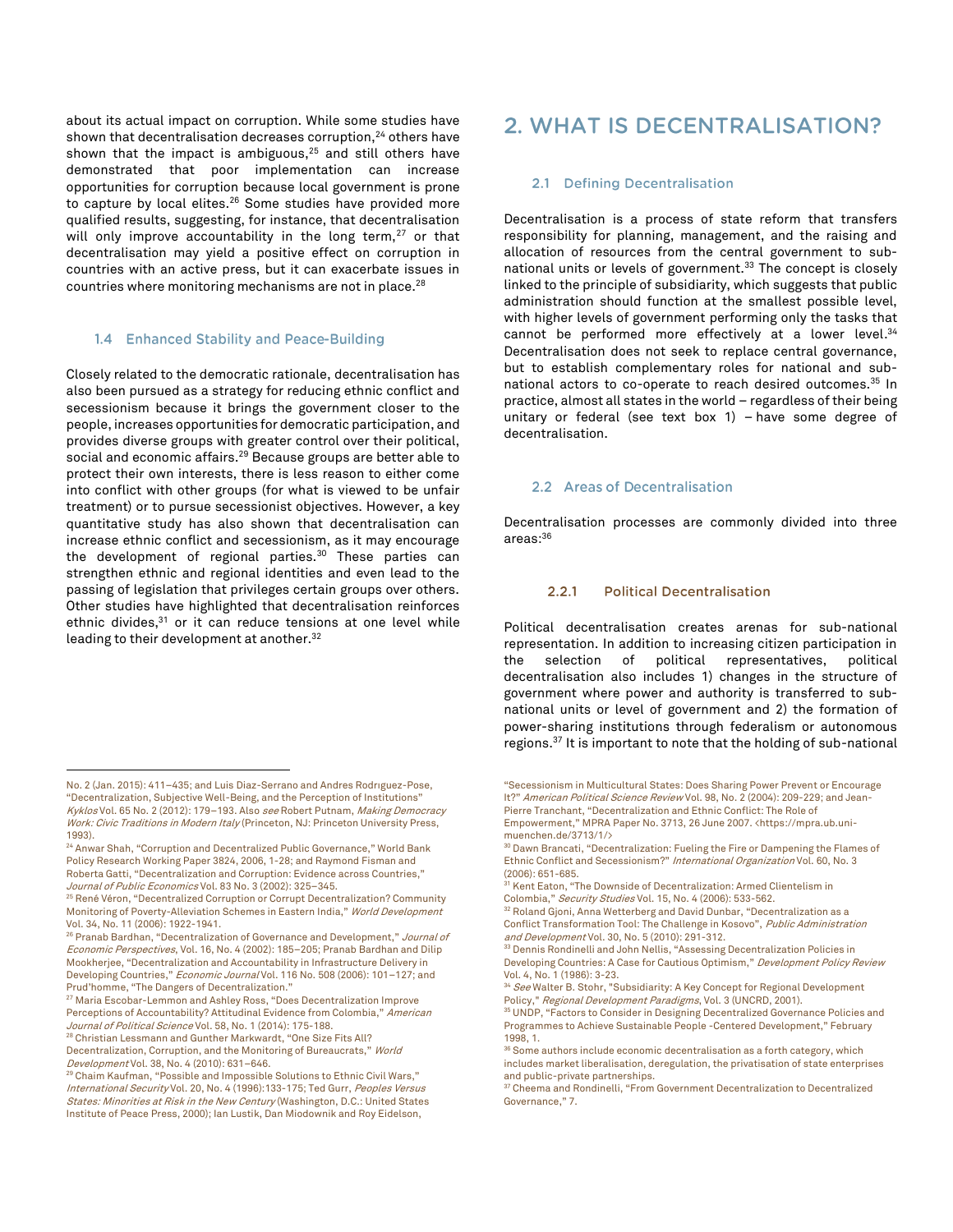about its actual impact on corruption. While some studies have shown that decentralisation decreases corruption,[24] others have shown that the impact is ambiguous,[25] and still others have demonstrated that poor implementation can increase opportunities for corruption because local government is prone to capture by local elites.[26] Some studies have provided more qualified results, suggesting, for instance, that decentralisation will only improve accountability in the long term,[27] or that decentralisation may yield a positive effect on corruption in countries with an active press, but it can exacerbate issues in countries where monitoring mechanisms are not in place.[28]

### 1.4 Enhanced Stability and Peace-Building

Closely related to the democratic rationale, decentralisation has also been pursued as a strategy for reducing ethnic conflict and secessionism because it brings the government closer to the people, increases opportunities for democratic participation, and provides diverse groups with greater control over their political, social and economic affairs.[29] Because groups are better able to protect their own interests, there is less reason to either come into conflict with other groups (for what is viewed to be unfair treatment) or to pursue secessionist objectives. However, a key quantitative study has also shown that decentralisation can increase ethnic conflict and secessionism, as it may encourage the development of regional parties.[30] These parties can strengthen ethnic and regional identities and even lead to the passing of legislation that privileges certain groups over others. Other studies have highlighted that decentralisation reinforces ethnic divides,[31] or it can reduce tensions at one level while leading to their development at another.[32]

## 2. WHAT IS DECENTRALISATION?

### 2.1 Defining Decentralisation

Decentralisation is a process of state reform that transfers responsibility for planning, management, and the raising and allocation of resources from the central government to sub-national units or levels of government.[33] The concept is closely linked to the principle of subsidiarity, which suggests that public administration should function at the smallest possible level, with higher levels of government performing only the tasks that cannot be performed more effectively at a lower level.[34] Decentralisation does not seek to replace central governance, but to establish complementary roles for national and sub-national actors to co-operate to reach desired outcomes.[35] In practice, almost all states in the world – regardless of their being unitary or federal (see text box 1) – have some degree of decentralisation.

### 2.2 Areas of Decentralisation

Decentralisation processes are commonly divided into three areas:[36]

#### 2.2.1 Political Decentralisation

Political decentralisation creates arenas for sub-national representation. In addition to increasing citizen participation in the selection of political representatives, political decentralisation also includes 1) changes in the structure of government where power and authority is transferred to sub-national units or level of government and 2) the formation of power-sharing institutions through federalism or autonomous regions.[37] It is important to note that the holding of sub-national

---

No. 2 (Jan. 2015): 411–435; and Luis Diaz-Serrano and Andres Rodrıguez-Pose, "Decentralization, Subjective Well-Being, and the Perception of Institutions" *Kyklos* Vol. 65 No. 2 (2012): 179–193. Also *see* Robert Putnam, *Making Democracy Work: Civic Traditions in Modern Italy* (Princeton, NJ: Princeton University Press, 1993).

[24] Anwar Shah, "Corruption and Decentralized Public Governance," World Bank Policy Research Working Paper 3824, 2006, 1-28; and Raymond Fisman and Roberta Gatti, "Decentralization and Corruption: Evidence across Countries," *Journal of Public Economics* Vol. 83 No. 3 (2002): 325–345.

[25] René Véron, "Decentralized Corruption or Corrupt Decentralization? Community Monitoring of Poverty-Alleviation Schemes in Eastern India," *World Development* Vol. 34, No. 11 (2006): 1922-1941.

[26] Pranab Bardhan, "Decentralization of Governance and Development," *Journal of Economic Perspectives*, Vol. 16, No. 4 (2002): 185–205; Pranab Bardhan and Dilip Mookherjee, "Decentralization and Accountability in Infrastructure Delivery in Developing Countries," *Economic Journal* Vol. 116 No. 508 (2006): 101–127; and Prud'homme, "The Dangers of Decentralization."

[27] Maria Escobar-Lemmon and Ashley Ross, "Does Decentralization Improve Perceptions of Accountability? Attitudinal Evidence from Colombia," *American Journal of Political Science* Vol. 58, No. 1 (2014): 175-188.

[28] Christian Lessmann and Gunther Markwardt, "One Size Fits All? Decentralization, Corruption, and the Monitoring of Bureaucrats," *World Development* Vol. 38, No. 4 (2010): 631–646.

[29] Chaim Kaufman, "Possible and Impossible Solutions to Ethnic Civil Wars," *International Security* Vol. 20, No. 4 (1996):133-175; Ted Gurr, *Peoples Versus States: Minorities at Risk in the New Century* (Washington, D.C.: United States Institute of Peace Press, 2000); Ian Lustik, Dan Miodownik and Roy Eidelson, "Secessionism in Multicultural States: Does Sharing Power Prevent or Encourage It?" *American Political Science Review* Vol. 98, No. 2 (2004): 209-229; and Jean-Pierre Tranchant, "Decentralization and Ethnic Conflict: The Role of Empowerment," MPRA Paper No. 3713, 26 June 2007. <https://mpra.ub.uni-muenchen.de/3713/1/>

[30] Dawn Brancati, "Decentralization: Fueling the Fire or Dampening the Flames of Ethnic Conflict and Secessionism?" *International Organization* Vol. 60, No. 3 (2006): 651-685.

[31] Kent Eaton, "The Downside of Decentralization: Armed Clientelism in Colombia," *Security Studies* Vol. 15, No. 4 (2006): 533-562.

[32] Roland Gjoni, Anna Wetterberg and David Dunbar, "Decentralization as a Conflict Transformation Tool: The Challenge in Kosovo", *Public Administration and Development* Vol. 30, No. 5 (2010): 291-312.

[33] Dennis Rondinelli and John Nellis, "Assessing Decentralization Policies in Developing Countries: A Case for Cautious Optimism," *Development Policy Review* Vol. 4, No. 1 (1986): 3-23.

[34] *See* Walter B. Stohr, "Subsidiarity: A Key Concept for Regional Development Policy," *Regional Development Paradigms*, Vol. 3 (UNCRD, 2001).

[35] UNDP, "Factors to Consider in Designing Decentralized Governance Policies and Programmes to Achieve Sustainable People -Centered Development," February 1998, 1.

[36] Some authors include economic decentralisation as a forth category, which includes market liberalisation, deregulation, the privatisation of state enterprises and public-private partnerships.

[37] Cheema and Rondinelli, "From Government Decentralization to Decentralized Governance," 7.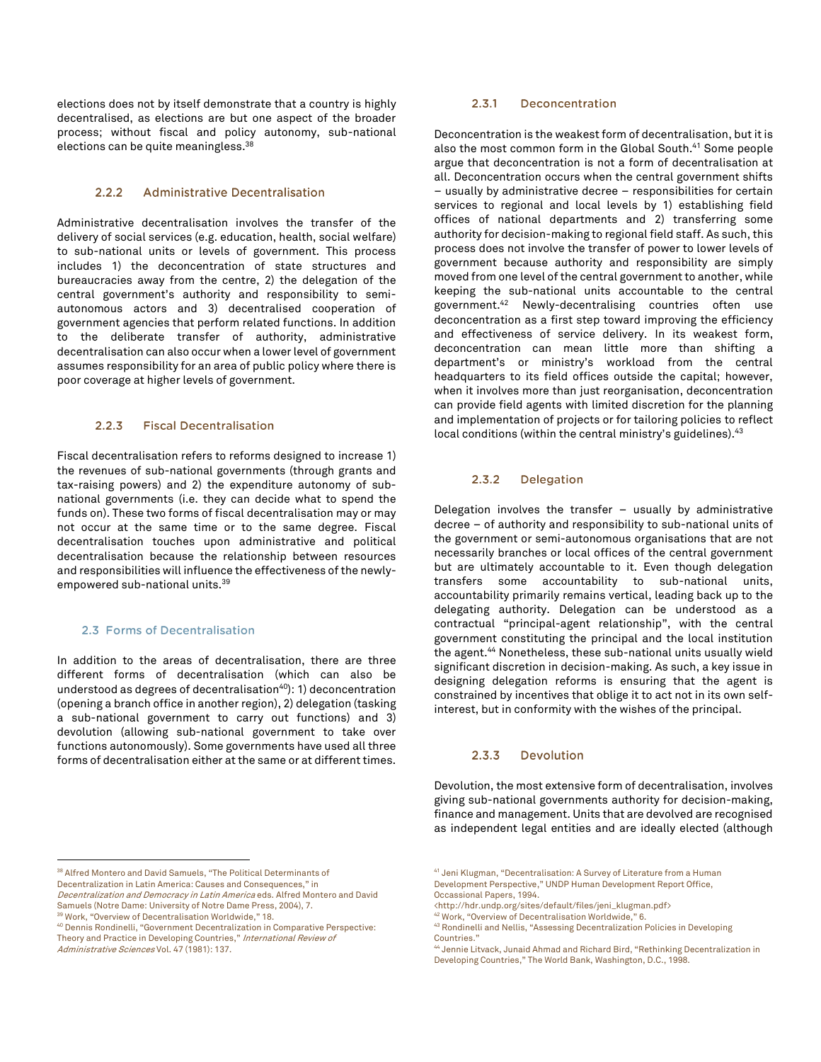elections does not by itself demonstrate that a country is highly decentralised, as elections are but one aspect of the broader process; without fiscal and policy autonomy, sub-national elections can be quite meaningless.[38]

### 2.2.2 Administrative Decentralisation

Administrative decentralisation involves the transfer of the delivery of social services (e.g. education, health, social welfare) to sub-national units or levels of government. This process includes 1) the deconcentration of state structures and bureaucracies away from the centre, 2) the delegation of the central government's authority and responsibility to semi-autonomous actors and 3) decentralised cooperation of government agencies that perform related functions. In addition to the deliberate transfer of authority, administrative decentralisation can also occur when a lower level of government assumes responsibility for an area of public policy where there is poor coverage at higher levels of government.

### 2.2.3 Fiscal Decentralisation

Fiscal decentralisation refers to reforms designed to increase 1) the revenues of sub-national governments (through grants and tax-raising powers) and 2) the expenditure autonomy of sub-national governments (i.e. they can decide what to spend the funds on). These two forms of fiscal decentralisation may or may not occur at the same time or to the same degree. Fiscal decentralisation touches upon administrative and political decentralisation because the relationship between resources and responsibilities will influence the effectiveness of the newly-empowered sub-national units.[39]

## 2.3 Forms of Decentralisation

In addition to the areas of decentralisation, there are three different forms of decentralisation (which can also be understood as degrees of decentralisation[40]): 1) deconcentration (opening a branch office in another region), 2) delegation (tasking a sub-national government to carry out functions) and 3) devolution (allowing sub-national government to take over functions autonomously). Some governments have used all three forms of decentralisation either at the same or at different times.

### 2.3.1 Deconcentration

Deconcentration is the weakest form of decentralisation, but it is also the most common form in the Global South.[41] Some people argue that deconcentration is not a form of decentralisation at all. Deconcentration occurs when the central government shifts – usually by administrative decree – responsibilities for certain services to regional and local levels by 1) establishing field offices of national departments and 2) transferring some authority for decision-making to regional field staff. As such, this process does not involve the transfer of power to lower levels of government because authority and responsibility are simply moved from one level of the central government to another, while keeping the sub-national units accountable to the central government.[42] Newly-decentralising countries often use deconcentration as a first step toward improving the efficiency and effectiveness of service delivery. In its weakest form, deconcentration can mean little more than shifting a department's or ministry's workload from the central headquarters to its field offices outside the capital; however, when it involves more than just reorganisation, deconcentration can provide field agents with limited discretion for the planning and implementation of projects or for tailoring policies to reflect local conditions (within the central ministry's guidelines).[43]

### 2.3.2 Delegation

Delegation involves the transfer – usually by administrative decree – of authority and responsibility to sub-national units of the government or semi-autonomous organisations that are not necessarily branches or local offices of the central government but are ultimately accountable to it. Even though delegation transfers some accountability to sub-national units, accountability primarily remains vertical, leading back up to the delegating authority. Delegation can be understood as a contractual "principal-agent relationship", with the central government constituting the principal and the local institution the agent.[44] Nonetheless, these sub-national units usually wield significant discretion in decision-making. As such, a key issue in designing delegation reforms is ensuring that the agent is constrained by incentives that oblige it to act not in its own self-interest, but in conformity with the wishes of the principal.

### 2.3.3 Devolution

Devolution, the most extensive form of decentralisation, involves giving sub-national governments authority for decision-making, finance and management. Units that are devolved are recognised as independent legal entities and are ideally elected (although

---

[38] Alfred Montero and David Samuels, "The Political Determinants of Decentralization in Latin America: Causes and Consequences," in *Decentralization and Democracy in Latin America* eds. Alfred Montero and David Samuels (Notre Dame: University of Notre Dame Press, 2004), 7.

[39] Work, "Overview of Decentralisation Worldwide," 18.

[40] Dennis Rondinelli, "Government Decentralization in Comparative Perspective: Theory and Practice in Developing Countries," *International Review of Administrative Sciences* Vol. 47 (1981): 137.

[41] Jeni Klugman, "Decentralisation: A Survey of Literature from a Human Development Perspective," UNDP Human Development Report Office, Occassional Papers, 1994. <http://hdr.undp.org/sites/default/files/jeni_klugman.pdf>

[42] Work, "Overview of Decentralisation Worldwide," 6.

[43] Rondinelli and Nellis, "Assessing Decentralization Policies in Developing Countries."

[44] Jennie Litvack, Junaid Ahmad and Richard Bird, "Rethinking Decentralization in Developing Countries," The World Bank, Washington, D.C., 1998.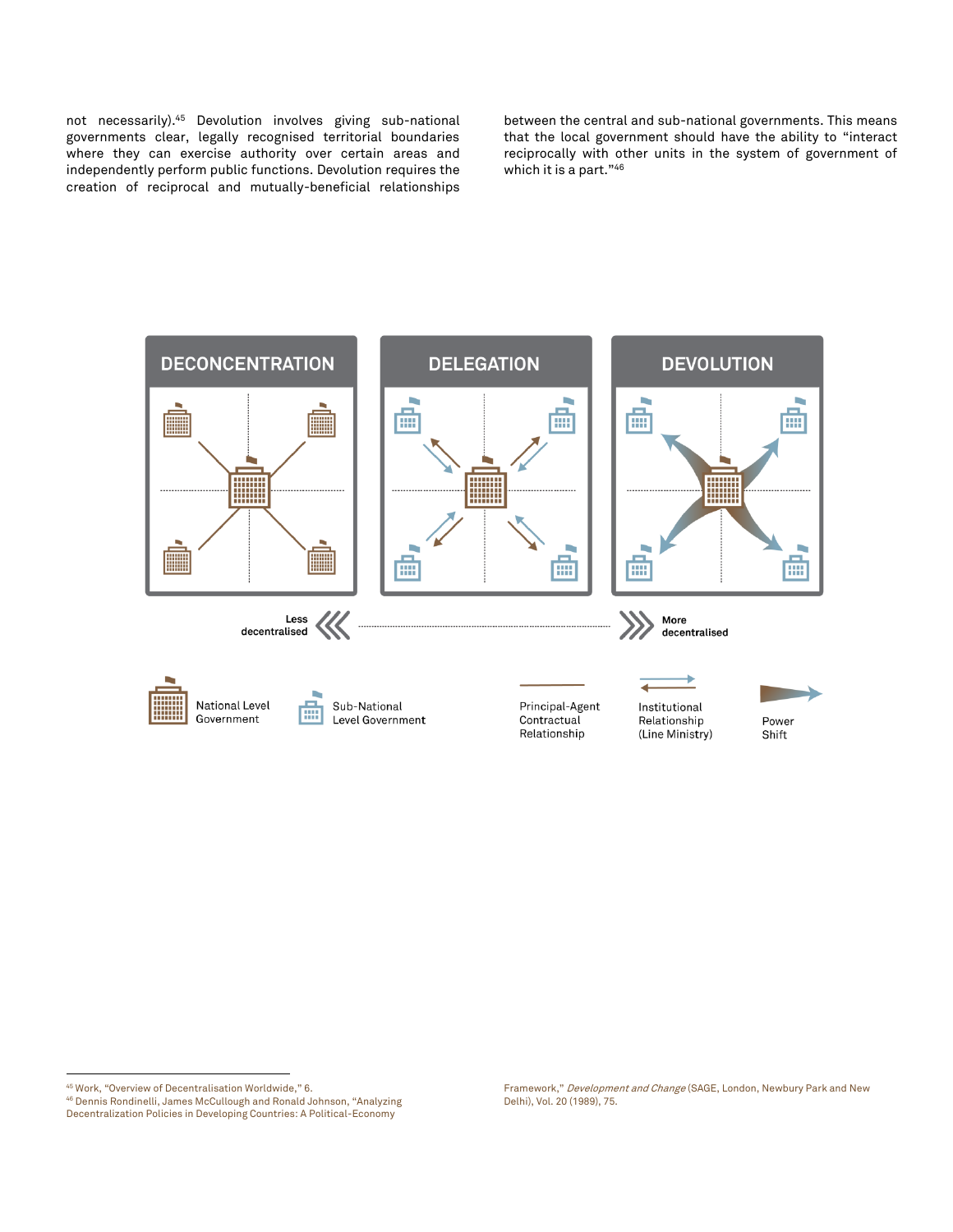not necessarily).[45] Devolution involves giving sub-national governments clear, legally recognised territorial boundaries where they can exercise authority over certain areas and independently perform public functions. Devolution requires the creation of reciprocal and mutually-beneficial relationships between the central and sub-national governments. This means that the local government should have the ability to "interact reciprocally with other units in the system of government of which it is a part."[46]

DECONCENTRATION

DELEGATION

DEVOLUTION

Less decentralised

More decentralised

National Level Government

Sub-National Level Government

Principal-Agent Contractual Relationship

Institutional Relationship (Line Ministry)

Power Shift

---

[45] Work, "Overview of Decentralisation Worldwide," 6.

[46] Dennis Rondinelli, James McCullough and Ronald Johnson, "Analyzing Decentralization Policies in Developing Countries: A Political-Economy Framework," *Development and Change* (SAGE, London, Newbury Park and New Delhi), Vol. 20 (1989), 75.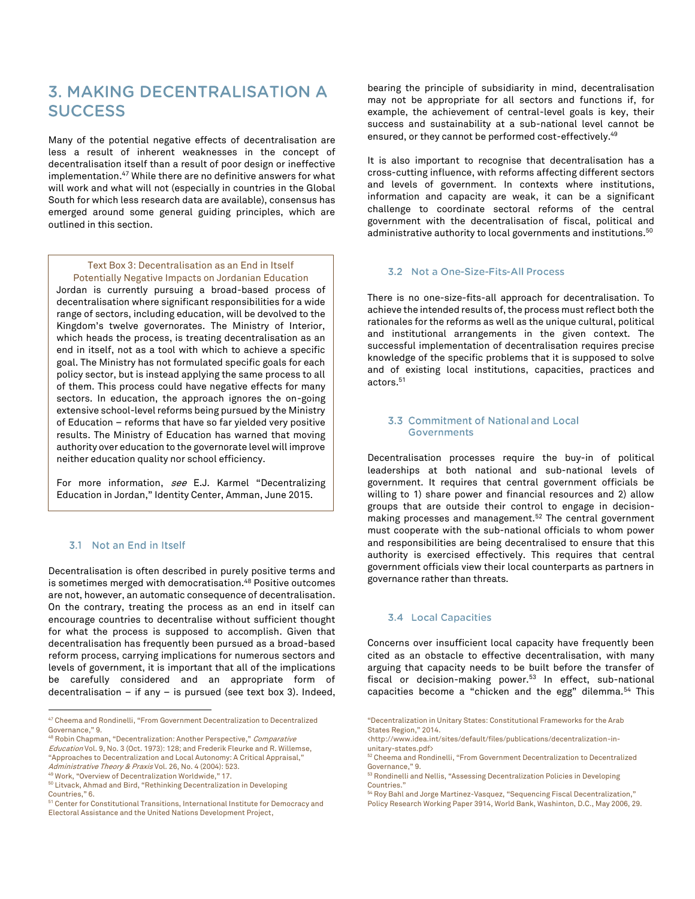# 3. MAKING DECENTRALISATION A SUCCESS

Many of the potential negative effects of decentralisation are less a result of inherent weaknesses in the concept of decentralisation itself than a result of poor design or ineffective implementation.[47] While there are no definitive answers for what will work and what will not (especially in countries in the Global South for which less research data are available), consensus has emerged around some general guiding principles, which are outlined in this section.

> **Text Box 3: Decentralisation as an End in Itself**
> **Potentially Negative Impacts on Jordanian Education**
>
> Jordan is currently pursuing a broad-based process of decentralisation where significant responsibilities for a wide range of sectors, including education, will be devolved to the Kingdom's twelve governorates. The Ministry of Interior, which heads the process, is treating decentralisation as an end in itself, not as a tool with which to achieve a specific goal. The Ministry has not formulated specific goals for each policy sector, but is instead applying the same process to all of them. This process could have negative effects for many sectors. In education, the approach ignores the on-going extensive school-level reforms being pursued by the Ministry of Education – reforms that have so far yielded very positive results. The Ministry of Education has warned that moving authority over education to the governorate level will improve neither education quality nor school efficiency.
>
> For more information, *see* E.J. Karmel "Decentralizing Education in Jordan," Identity Center, Amman, June 2015.

## 3.1 Not an End in Itself

Decentralisation is often described in purely positive terms and is sometimes merged with democratisation.[48] Positive outcomes are not, however, an automatic consequence of decentralisation. On the contrary, treating the process as an end in itself can encourage countries to decentralise without sufficient thought for what the process is supposed to accomplish. Given that decentralisation has frequently been pursued as a broad-based reform process, carrying implications for numerous sectors and levels of government, it is important that all of the implications be carefully considered and an appropriate form of decentralisation – if any – is pursued (see text box 3). Indeed, bearing the principle of subsidiarity in mind, decentralisation may not be appropriate for all sectors and functions if, for example, the achievement of central-level goals is key, their success and sustainability at a sub-national level cannot be ensured, or they cannot be performed cost-effectively.[49]

It is also important to recognise that decentralisation has a cross-cutting influence, with reforms affecting different sectors and levels of government. In contexts where institutions, information and capacity are weak, it can be a significant challenge to coordinate sectoral reforms of the central government with the decentralisation of fiscal, political and administrative authority to local governments and institutions.[50]

## 3.2 Not a One-Size-Fits-All Process

There is no one-size-fits-all approach for decentralisation. To achieve the intended results of, the process must reflect both the rationales for the reforms as well as the unique cultural, political and institutional arrangements in the given context. The successful implementation of decentralisation requires precise knowledge of the specific problems that it is supposed to solve and of existing local institutions, capacities, practices and actors.[51]

## 3.3 Commitment of National and Local Governments

Decentralisation processes require the buy-in of political leaderships at both national and sub-national levels of government. It requires that central government officials be willing to 1) share power and financial resources and 2) allow groups that are outside their control to engage in decision-making processes and management.[52] The central government must cooperate with the sub-national officials to whom power and responsibilities are being decentralised to ensure that this authority is exercised effectively. This requires that central government officials view their local counterparts as partners in governance rather than threats.

## 3.4 Local Capacities

Concerns over insufficient local capacity have frequently been cited as an obstacle to effective decentralisation, with many arguing that capacity needs to be built before the transfer of fiscal or decision-making power.[53] In effect, sub-national capacities become a "chicken and the egg" dilemma.[54] This

---

[47] Cheema and Rondinelli, "From Government Decentralization to Decentralized Governance," 9.

[48] Robin Chapman, "Decentralization: Another Perspective," *Comparative Education* Vol. 9, No. 3 (Oct. 1973): 128; and Frederik Fleurke and R. Willemse, "Approaches to Decentralization and Local Autonomy: A Critical Appraisal," *Administrative Theory & Praxis* Vol. 26, No. 4 (2004): 523.

[49] Work, "Overview of Decentralization Worldwide," 17.

[50] Litvack, Ahmad and Bird, "Rethinking Decentralization in Developing Countries," 6.

[51] Center for Constitutional Transitions, International Institute for Democracy and Electoral Assistance and the United Nations Development Project, "Decentralization in Unitary States: Constitutional Frameworks for the Arab States Region," 2014. <http://www.idea.int/sites/default/files/publications/decentralization-in-unitary-states.pdf>

[52] Cheema and Rondinelli, "From Government Decentralization to Decentralized Governance," 9.

[53] Rondinelli and Nellis, "Assessing Decentralization Policies in Developing Countries."

[54] Roy Bahl and Jorge Martinez-Vasquez, "Sequencing Fiscal Decentralization," Policy Research Working Paper 3914, World Bank, Washinton, D.C., May 2006, 29.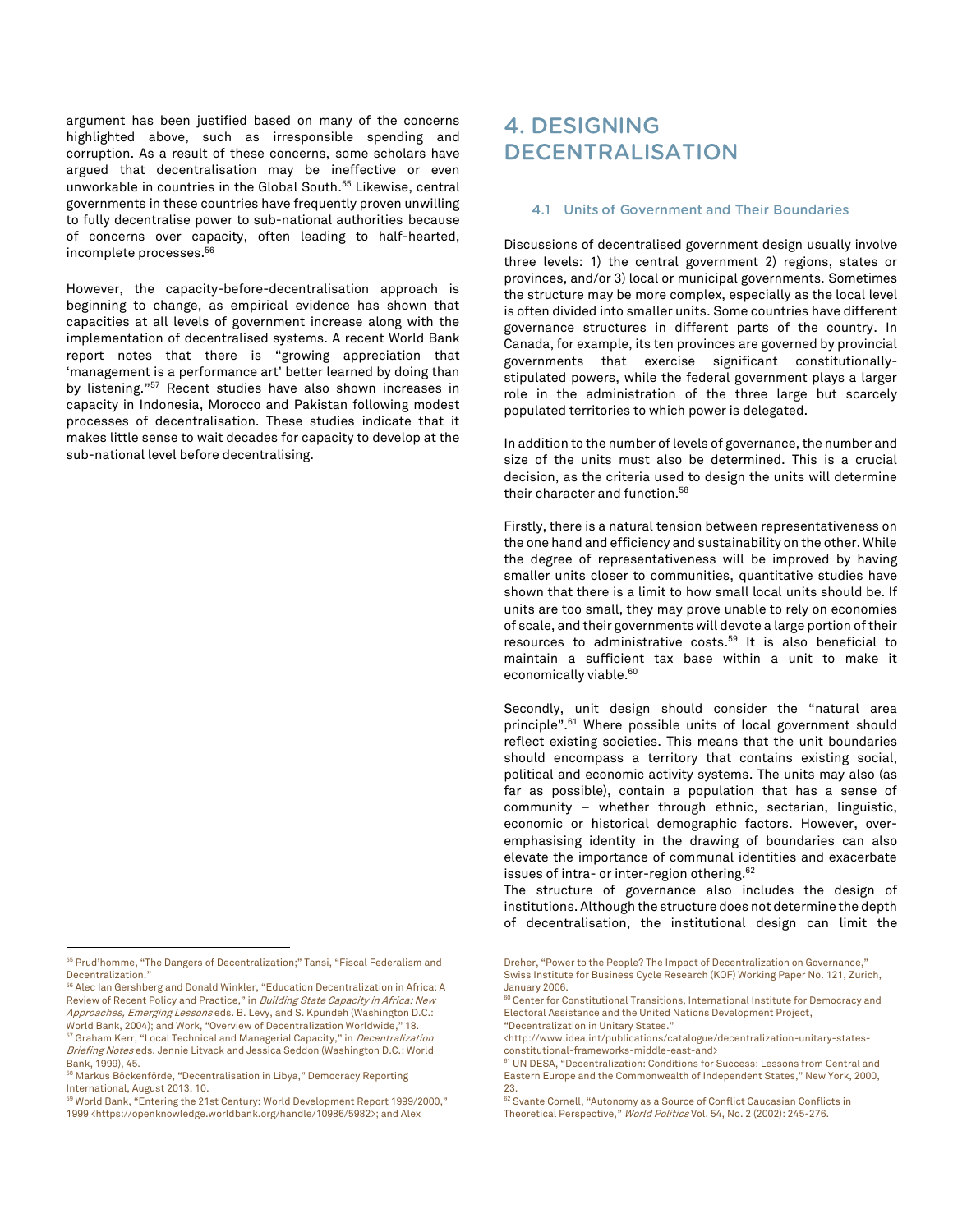argument has been justified based on many of the concerns highlighted above, such as irresponsible spending and corruption. As a result of these concerns, some scholars have argued that decentralisation may be ineffective or even unworkable in countries in the Global South.[55] Likewise, central governments in these countries have frequently proven unwilling to fully decentralise power to sub-national authorities because of concerns over capacity, often leading to half-hearted, incomplete processes.[56]

However, the capacity-before-decentralisation approach is beginning to change, as empirical evidence has shown that capacities at all levels of government increase along with the implementation of decentralised systems. A recent World Bank report notes that there is "growing appreciation that 'management is a performance art' better learned by doing than by listening."[57] Recent studies have also shown increases in capacity in Indonesia, Morocco and Pakistan following modest processes of decentralisation. These studies indicate that it makes little sense to wait decades for capacity to develop at the sub-national level before decentralising.

# 4. DESIGNING DECENTRALISATION

## 4.1 Units of Government and Their Boundaries

Discussions of decentralised government design usually involve three levels: 1) the central government 2) regions, states or provinces, and/or 3) local or municipal governments. Sometimes the structure may be more complex, especially as the local level is often divided into smaller units. Some countries have different governance structures in different parts of the country. In Canada, for example, its ten provinces are governed by provincial governments that exercise significant constitutionally-stipulated powers, while the federal government plays a larger role in the administration of the three large but scarcely populated territories to which power is delegated.

In addition to the number of levels of governance, the number and size of the units must also be determined. This is a crucial decision, as the criteria used to design the units will determine their character and function.[58]

Firstly, there is a natural tension between representativeness on the one hand and efficiency and sustainability on the other. While the degree of representativeness will be improved by having smaller units closer to communities, quantitative studies have shown that there is a limit to how small local units should be. If units are too small, they may prove unable to rely on economies of scale, and their governments will devote a large portion of their resources to administrative costs.[59] It is also beneficial to maintain a sufficient tax base within a unit to make it economically viable.[60]

Secondly, unit design should consider the "natural area principle".[61] Where possible units of local government should reflect existing societies. This means that the unit boundaries should encompass a territory that contains existing social, political and economic activity systems. The units may also (as far as possible), contain a population that has a sense of community – whether through ethnic, sectarian, linguistic, economic or historical demographic factors. However, over-emphasising identity in the drawing of boundaries can also elevate the importance of communal identities and exacerbate issues of intra- or inter-region othering.[62]

The structure of governance also includes the design of institutions. Although the structure does not determine the depth of decentralisation, the institutional design can limit the

---

[55] Prud'homme, "The Dangers of Decentralization;" Tansi, "Fiscal Federalism and Decentralization."

[56] Alec Ian Gershberg and Donald Winkler, "Education Decentralization in Africa: A Review of Recent Policy and Practice," in *Building State Capacity in Africa: New Approaches, Emerging Lessons* eds. B. Levy, and S. Kpundeh (Washington D.C.: World Bank, 2004); and Work, "Overview of Decentralization Worldwide," 18.

[57] Graham Kerr, "Local Technical and Managerial Capacity," in *Decentralization Briefing Notes* eds. Jennie Litvack and Jessica Seddon (Washington D.C.: World Bank, 1999), 45.

[58] Markus Böckenförde, "Decentralisation in Libya," Democracy Reporting International, August 2013, 10.

[59] World Bank, "Entering the 21st Century: World Development Report 1999/2000," 1999 <https://openknowledge.worldbank.org/handle/10986/5982>; and Alex Dreher, "Power to the People? The Impact of Decentralization on Governance," Swiss Institute for Business Cycle Research (KOF) Working Paper No. 121, Zurich, January 2006.

[60] Center for Constitutional Transitions, International Institute for Democracy and Electoral Assistance and the United Nations Development Project, "Decentralization in Unitary States." <http://www.idea.int/publications/catalogue/decentralization-unitary-states-constitutional-frameworks-middle-east-and>

[61] UN DESA, "Decentralization: Conditions for Success: Lessons from Central and Eastern Europe and the Commonwealth of Independent States," New York, 2000, 23.

[62] Svante Cornell, "Autonomy as a Source of Conflict Caucasian Conflicts in Theoretical Perspective," *World Politics* Vol. 54, No. 2 (2002): 245-276.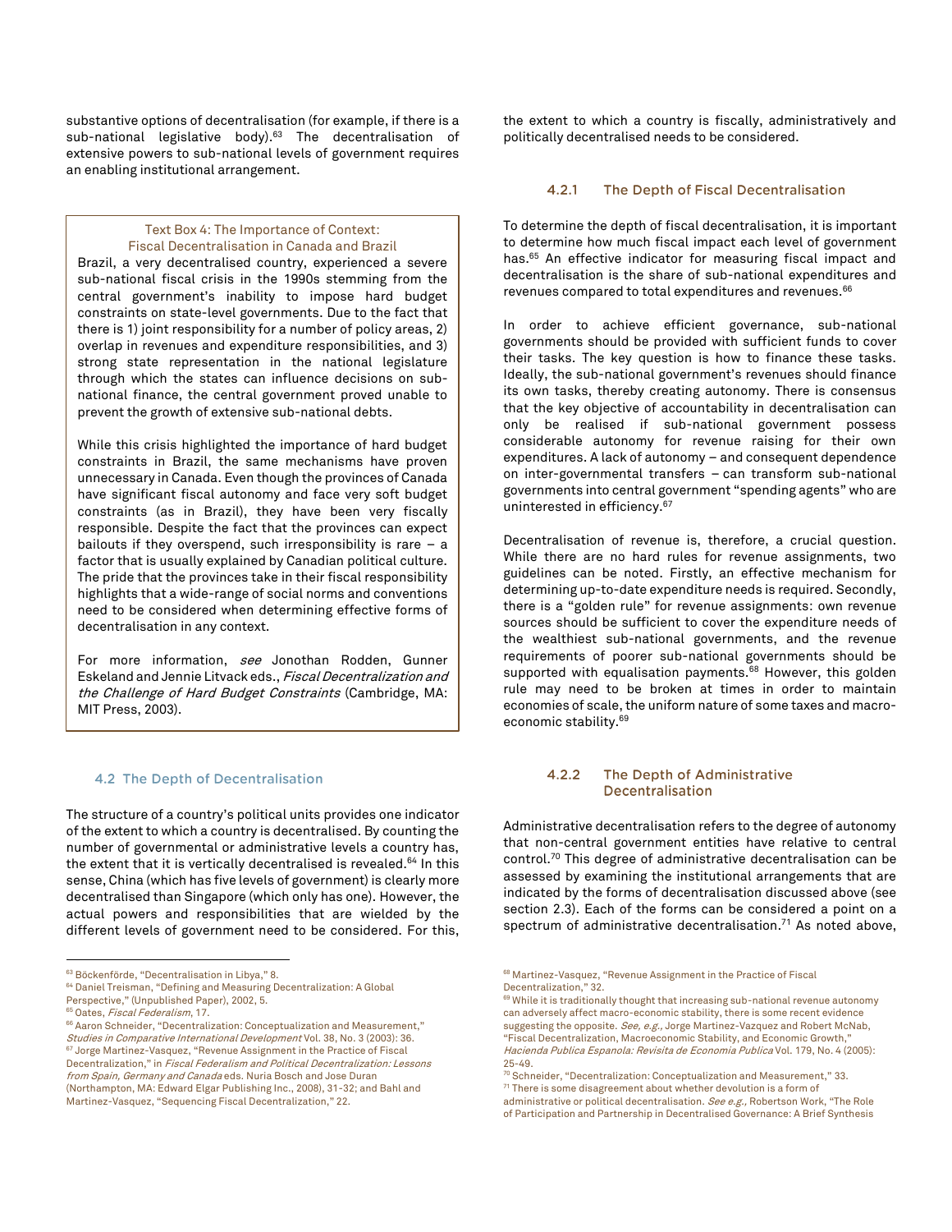substantive options of decentralisation (for example, if there is a sub-national legislative body).[63] The decentralisation of extensive powers to sub-national levels of government requires an enabling institutional arrangement.

> **Text Box 4: The Importance of Context: Fiscal Decentralisation in Canada and Brazil**
>
> Brazil, a very decentralised country, experienced a severe sub-national fiscal crisis in the 1990s stemming from the central government's inability to impose hard budget constraints on state-level governments. Due to the fact that there is 1) joint responsibility for a number of policy areas, 2) overlap in revenues and expenditure responsibilities, and 3) strong state representation in the national legislature through which the states can influence decisions on sub-national finance, the central government proved unable to prevent the growth of extensive sub-national debts.
>
> While this crisis highlighted the importance of hard budget constraints in Brazil, the same mechanisms have proven unnecessary in Canada. Even though the provinces of Canada have significant fiscal autonomy and face very soft budget constraints (as in Brazil), they have been very fiscally responsible. Despite the fact that the provinces can expect bailouts if they overspend, such irresponsibility is rare – a factor that is usually explained by Canadian political culture. The pride that the provinces take in their fiscal responsibility highlights that a wide-range of social norms and conventions need to be considered when determining effective forms of decentralisation in any context.
>
> For more information, *see* Jonathan Rodden, Gunner Eskeland and Jennie Litvack eds., *Fiscal Decentralization and the Challenge of Hard Budget Constraints* (Cambridge, MA: MIT Press, 2003).

## 4.2 The Depth of Decentralisation

The structure of a country's political units provides one indicator of the extent to which a country is decentralised. By counting the number of governmental or administrative levels a country has, the extent that it is vertically decentralised is revealed.[64] In this sense, China (which has five levels of government) is clearly more decentralised than Singapore (which only has one). However, the actual powers and responsibilities that are wielded by the different levels of government need to be considered. For this, the extent to which a country is fiscally, administratively and politically decentralised needs to be considered.

### 4.2.1 The Depth of Fiscal Decentralisation

To determine the depth of fiscal decentralisation, it is important to determine how much fiscal impact each level of government has.[65] An effective indicator for measuring fiscal impact and decentralisation is the share of sub-national expenditures and revenues compared to total expenditures and revenues.[66]

In order to achieve efficient governance, sub-national governments should be provided with sufficient funds to cover their tasks. The key question is how to finance these tasks. Ideally, the sub-national government's revenues should finance its own tasks, thereby creating autonomy. There is consensus that the key objective of accountability in decentralisation can only be realised if sub-national government possess considerable autonomy for revenue raising for their own expenditures. A lack of autonomy – and consequent dependence on inter-governmental transfers – can transform sub-national governments into central government "spending agents" who are uninterested in efficiency.[67]

Decentralisation of revenue is, therefore, a crucial question. While there are no hard rules for revenue assignments, two guidelines can be noted. Firstly, an effective mechanism for determining up-to-date expenditure needs is required. Secondly, there is a "golden rule" for revenue assignments: own revenue sources should be sufficient to cover the expenditure needs of the wealthiest sub-national governments, and the revenue requirements of poorer sub-national governments should be supported with equalisation payments.[68] However, this golden rule may need to be broken at times in order to maintain economies of scale, the uniform nature of some taxes and macro-economic stability.[69]

### 4.2.2 The Depth of Administrative Decentralisation

Administrative decentralisation refers to the degree of autonomy that non-central government entities have relative to central control.[70] This degree of administrative decentralisation can be assessed by examining the institutional arrangements that are indicated by the forms of decentralisation discussed above (see section 2.3). Each of the forms can be considered a point on a spectrum of administrative decentralisation.[71] As noted above,

---

[63] Böckenförde, "Decentralisation in Libya," 8.

[64] Daniel Treisman, "Defining and Measuring Decentralization: A Global Perspective," (Unpublished Paper), 2002, 5.

[65] Oates, *Fiscal Federalism*, 17.

[66] Aaron Schneider, "Decentralization: Conceptualization and Measurement," *Studies in Comparative International Development* Vol. 38, No. 3 (2003): 36.

[67] Jorge Martinez-Vasquez, "Revenue Assignment in the Practice of Fiscal Decentralization," in *Fiscal Federalism and Political Decentralization: Lessons from Spain, Germany and Canada* eds. Nuria Bosch and Jose Duran (Northampton, MA: Edward Elgar Publishing Inc., 2008), 31-32; and Bahl and Martinez-Vasquez, "Sequencing Fiscal Decentralization," 22.

[68] Martinez-Vasquez, "Revenue Assignment in the Practice of Fiscal Decentralization," 32.

[69] While it is traditionally thought that increasing sub-national revenue autonomy can adversely affect macro-economic stability, there is some recent evidence suggesting the opposite. *See, e.g.,* Jorge Martinez-Vazquez and Robert McNab, "Fiscal Decentralization, Macroeconomic Stability, and Economic Growth," *Hacienda Publica Espanola: Revisita de Economia Publica* Vol. 179, No. 4 (2005): 25-49.

[70] Schneider, "Decentralization: Conceptualization and Measurement," 33.

[71] There is some disagreement about whether devolution is a form of administrative or political decentralisation. *See e.g.,* Robertson Work, "The Role of Participation and Partnership in Decentralised Governance: A Brief Synthesis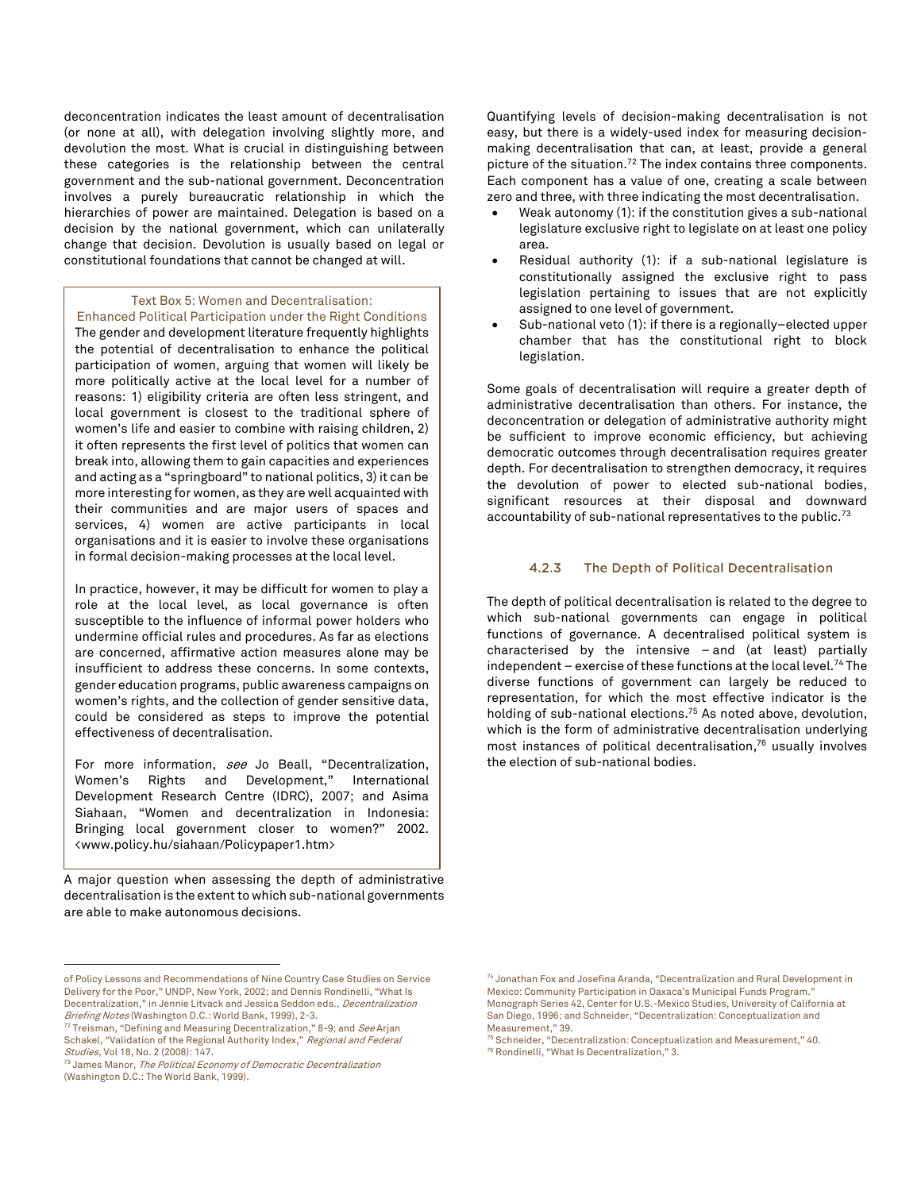deconcentration indicates the least amount of decentralisation (or none at all), with delegation involving slightly more, and devolution the most. What is crucial in distinguishing between these categories is the relationship between the central government and the sub-national government. Deconcentration involves a purely bureaucratic relationship in which the hierarchies of power are maintained. Delegation is based on a decision by the national government, which can unilaterally change that decision. Devolution is usually based on legal or constitutional foundations that cannot be changed at will.

> **Text Box 5: Women and Decentralisation: Enhanced Political Participation under the Right Conditions**
>
> The gender and development literature frequently highlights the potential of decentralisation to enhance the political participation of women, arguing that women will likely be more politically active at the local level for a number of reasons: 1) eligibility criteria are often less stringent, and local government is closest to the traditional sphere of women's life and easier to combine with raising children, 2) it often represents the first level of politics that women can break into, allowing them to gain capacities and experiences and acting as a "springboard" to national politics, 3) it can be more interesting for women, as they are well acquainted with their communities and are major users of spaces and services, 4) women are active participants in local organisations and it is easier to involve these organisations in formal decision-making processes at the local level.
>
> In practice, however, it may be difficult for women to play a role at the local level, as local governance is often susceptible to the influence of informal power holders who undermine official rules and procedures. As far as elections are concerned, affirmative action measures alone may be insufficient to address these concerns. In some contexts, gender education programs, public awareness campaigns on women's rights, and the collection of gender sensitive data, could be considered as steps to improve the potential effectiveness of decentralisation.
>
> For more information, *see* Jo Beall, "Decentralization, Women's Rights and Development," International Development Research Centre (IDRC), 2007; and Asima Siahaan, "Women and decentralization in Indonesia: Bringing local government closer to women?" 2002. <www.policy.hu/siahaan/Policypaper1.htm>

A major question when assessing the depth of administrative decentralisation is the extent to which sub-national governments are able to make autonomous decisions.

Quantifying levels of decision-making decentralisation is not easy, but there is a widely-used index for measuring decision-making decentralisation that can, at least, provide a general picture of the situation.[72] The index contains three components. Each component has a value of one, creating a scale between zero and three, with three indicating the most decentralisation.

- Weak autonomy (1): if the constitution gives a sub-national legislature exclusive right to legislate on at least one policy area.
- Residual authority (1): if a sub-national legislature is constitutionally assigned the exclusive right to pass legislation pertaining to issues that are not explicitly assigned to one level of government.
- Sub-national veto (1): if there is a regionally–elected upper chamber that has the constitutional right to block legislation.

Some goals of decentralisation will require a greater depth of administrative decentralisation than others. For instance, the deconcentration or delegation of administrative authority might be sufficient to improve economic efficiency, but achieving democratic outcomes through decentralisation requires greater depth. For decentralisation to strengthen democracy, it requires the devolution of power to elected sub-national bodies, significant resources at their disposal and downward accountability of sub-national representatives to the public.[73]

### 4.2.3 The Depth of Political Decentralisation

The depth of political decentralisation is related to the degree to which sub-national governments can engage in political functions of governance. A decentralised political system is characterised by the intensive – and (at least) partially independent – exercise of these functions at the local level.[74] The diverse functions of government can largely be reduced to representation, for which the most effective indicator is the holding of sub-national elections.[75] As noted above, devolution, which is the form of administrative decentralisation underlying most instances of political decentralisation,[76] usually involves the election of sub-national bodies.

---

of Policy Lessons and Recommendations of Nine Country Case Studies on Service Delivery for the Poor," UNDP, New York, 2002; and Dennis Rondinelli, "What Is Decentralization," in Jennie Litvack and Jessica Seddon eds., *Decentralization Briefing Notes* (Washington D.C.: World Bank, 1999), 2-3.

[72] Treisman, "Defining and Measuring Decentralization," 8-9; and *See* Arjan Schakel, "Validation of the Regional Authority Index," *Regional and Federal Studies*, Vol 18, No. 2 (2008): 147.

[73] James Manor, *The Political Economy of Democratic Decentralization* (Washington D.C.: The World Bank, 1999).

[74] Jonathan Fox and Josefina Aranda, "Decentralization and Rural Development in Mexico: Community Participation in Oaxaca's Municipal Funds Program." Monograph Series 42, Center for U.S.-Mexico Studies, University of California at San Diego, 1996; and Schneider, "Decentralization: Conceptualization and Measurement," 39.

[75] Schneider, "Decentralization: Conceptualization and Measurement," 40.

[76] Rondinelli, "What Is Decentralization," 3.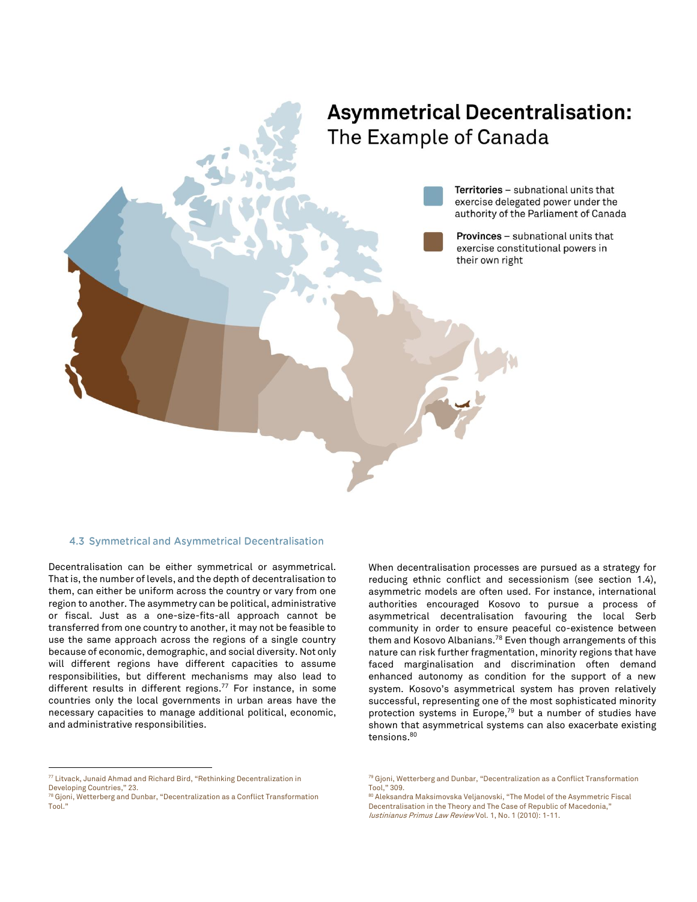# Asymmetrical Decentralisation: The Example of Canada

**Territories** – subnational units that exercise delegated power under the authority of the Parliament of Canada

**Provinces** – subnational units that exercise constitutional powers in their own right

### 4.3 Symmetrical and Asymmetrical Decentralisation

Decentralisation can be either symmetrical or asymmetrical. That is, the number of levels, and the depth of decentralisation to them, can either be uniform across the country or vary from one region to another. The asymmetry can be political, administrative or fiscal. Just as a one-size-fits-all approach cannot be transferred from one country to another, it may not be feasible to use the same approach across the regions of a single country because of economic, demographic, and social diversity. Not only will different regions have different capacities to assume responsibilities, but different mechanisms may also lead to different results in different regions.[77] For instance, in some countries only the local governments in urban areas have the necessary capacities to manage additional political, economic, and administrative responsibilities.

When decentralisation processes are pursued as a strategy for reducing ethnic conflict and secessionism (see section 1.4), asymmetric models are often used. For instance, international authorities encouraged Kosovo to pursue a process of asymmetrical decentralisation favouring the local Serb community in order to ensure peaceful co-existence between them and Kosovo Albanians.[78] Even though arrangements of this nature can risk further fragmentation, minority regions that have faced marginalisation and discrimination often demand enhanced autonomy as condition for the support of a new system. Kosovo's asymmetrical system has proven relatively successful, representing one of the most sophisticated minority protection systems in Europe,[79] but a number of studies have shown that asymmetrical systems can also exacerbate existing tensions.[80]

---

[77] Litvack, Junaid Ahmad and Richard Bird, "Rethinking Decentralization in Developing Countries," 23.

[78] Gjoni, Wetterberg and Dunbar, "Decentralization as a Conflict Transformation Tool."

[79] Gjoni, Wetterberg and Dunbar, "Decentralization as a Conflict Transformation Tool," 309.

[80] Aleksandra Maksimovska Veljanovski, "The Model of the Asymmetric Fiscal Decentralisation in the Theory and The Case of Republic of Macedonia," *Iustinianus Primus Law Review* Vol. 1, No. 1 (2010): 1-11.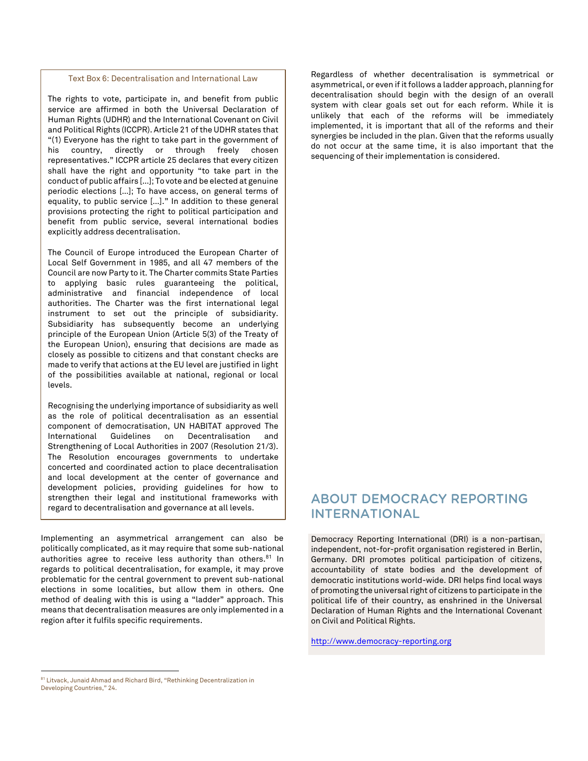### Text Box 6: Decentralisation and International Law

The rights to vote, participate in, and benefit from public service are affirmed in both the Universal Declaration of Human Rights (UDHR) and the International Covenant on Civil and Political Rights (ICCPR). Article 21 of the UDHR states that "(1) Everyone has the right to take part in the government of his country, directly or through freely chosen representatives." ICCPR article 25 declares that every citizen shall have the right and opportunity "to take part in the conduct of public affairs […]; To vote and be elected at genuine periodic elections […]; To have access, on general terms of equality, to public service […]." In addition to these general provisions protecting the right to political participation and benefit from public service, several international bodies explicitly address decentralisation.

The Council of Europe introduced the European Charter of Local Self Government in 1985, and all 47 members of the Council are now Party to it. The Charter commits State Parties to applying basic rules guaranteeing the political, administrative and financial independence of local authorities. The Charter was the first international legal instrument to set out the principle of subsidiarity. Subsidiarity has subsequently become an underlying principle of the European Union (Article 5(3) of the Treaty of the European Union), ensuring that decisions are made as closely as possible to citizens and that constant checks are made to verify that actions at the EU level are justified in light of the possibilities available at national, regional or local levels.

Recognising the underlying importance of subsidiarity as well as the role of political decentralisation as an essential component of democratisation, UN HABITAT approved The International Guidelines on Decentralisation and Strengthening of Local Authorities in 2007 (Resolution 21/3). The Resolution encourages governments to undertake concerted and coordinated action to place decentralisation and local development at the center of governance and development policies, providing guidelines for how to strengthen their legal and institutional frameworks with regard to decentralisation and governance at all levels.

Implementing an asymmetrical arrangement can also be politically complicated, as it may require that some sub-national authorities agree to receive less authority than others.[81] In regards to political decentralisation, for example, it may prove problematic for the central government to prevent sub-national elections in some localities, but allow them in others. One method of dealing with this is using a "ladder" approach. This means that decentralisation measures are only implemented in a region after it fulfils specific requirements.

Regardless of whether decentralisation is symmetrical or asymmetrical, or even if it follows a ladder approach, planning for decentralisation should begin with the design of an overall system with clear goals set out for each reform. While it is unlikely that each of the reforms will be immediately implemented, it is important that all of the reforms and their synergies be included in the plan. Given that the reforms usually do not occur at the same time, it is also important that the sequencing of their implementation is considered.

[81] Litvack, Junaid Ahmad and Richard Bird, "Rethinking Decentralization in Developing Countries," 24.

## ABOUT DEMOCRACY REPORTING INTERNATIONAL

Democracy Reporting International (DRI) is a non-partisan, independent, not-for-profit organisation registered in Berlin, Germany. DRI promotes political participation of citizens, accountability of state bodies and the development of democratic institutions world-wide. DRI helps find local ways of promoting the universal right of citizens to participate in the political life of their country, as enshrined in the Universal Declaration of Human Rights and the International Covenant on Civil and Political Rights.

http://www.democracy-reporting.org